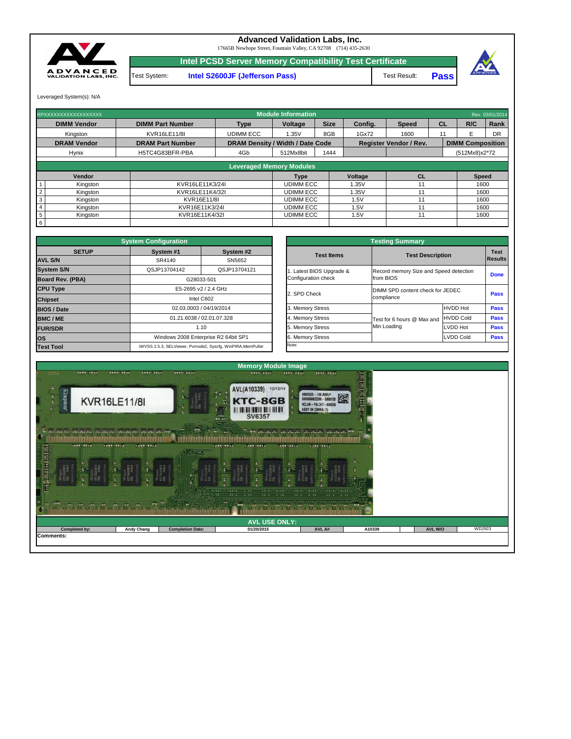# Advanced Validation Labs, Inc.

17665B Newhope Street, Fountain Valley, CA 92708 (714) 435-2630

## Intel PCSD Server Memory Compatibility Test Certificate

| Test System: | Intel S2600JF (Jefferson Pass) | Test Result: | **Pass** |
|---|---|---|---|

Leveraged System(s): N/A

### Module Information

RPXXXXXXXXXXXXXXXXXXX — Rev. 03/01/2014

| DIMM Vendor | DIMM Part Number | Type | Voltage | Size | Config. | Speed | CL | R/C | Rank |
|---|---|---|---|---|---|---|---|---|---|
| Kingston | KVR16LE11/8I | UDIMM ECC | 1.35V | 8GB | 1Gx72 | 1600 | 11 | E | DR |
| **DRAM Vendor** | **DRAM Part Number** | **DRAM Density / Width / Date Code** | | | **Register Vendor / Rev.** | | **DIMM Composition** | | |
| Hynix | H5TC4G83BFR-PBA | 4Gb | 512Mx8bit | 1444 | | | (512Mx8)x2*72 | | |

### Leveraged Memory Modules

| | Vendor | | Type | Voltage | CL | Speed |
|---|---|---|---|---|---|---|
| 1 | Kingston | KVR16LE11K3/24I | UDIMM ECC | 1.35V | 11 | 1600 |
| 2 | Kingston | KVR16LE11K4/32I | UDIMM ECC | 1.35V | 11 | 1600 |
| 3 | Kingston | KVR16E11/8I | UDIMM ECC | 1.5V | 11 | 1600 |
| 4 | Kingston | KVR16E11K3/24I | UDIMM ECC | 1.5V | 11 | 1600 |
| 5 | Kingston | KVR16E11K4/32I | UDIMM ECC | 1.5V | 11 | 1600 |
| 6 | | | | | | |

### System Configuration

| SETUP | System #1 | System #2 |
|---|---|---|
| **AVL S/N** | SR4140 | SN5652 |
| **System S/N** | QSJP13704142 | QSJP13704121 |
| **Board Rev. (PBA)** | G28033-501 | |
| **CPU Type** | E5-2695 v2 / 2.4 GHz | |
| **Chipset** | Intel C602 | |
| **BIOS / Date** | 02.03.0003 / 04/19/2014 | |
| **BMC / ME** | 01.21.6038 / 02.01.07.328 | |
| **FUR/SDR** | 1.10 | |
| **OS** | Windows 2008 Enterprise R2 64bit SP1 | |
| **Test Tool** | iWVSS 2.5.3, SELViewer, Pvmode2, Syscfg, WinPIRA,MemPuller | |

### Testing Summary

| Test Items | Test Description | | Test Results |
|---|---|---|---|
| 1. Latest BIOS Upgrade & Configuration check | Record memory Size and Speed detection from BIOS | | **Done** |
| 2. SPD Check | DIMM SPD content check for JEDEC compliance | | **Pass** |
| 3. Memory Stress | Test for 6 hours @ Max and Min Loading | HVDD Hot | **Pass** |
| 4. Memory Stress | | HVDD Cold | **Pass** |
| 5. Memory Stress | | LVDD Hot | **Pass** |
| 6. Memory Stress | | LVDD Cold | **Pass** |

Note:

### Memory Module Image

### AVL USE ONLY:

| Completed by: | Andy Chang | Completion Date: | 01/20/2015 | AVL A# | A10339 | AVL W/O | WD2923 |
|---|---|---|---|---|---|---|---|

**Comments:**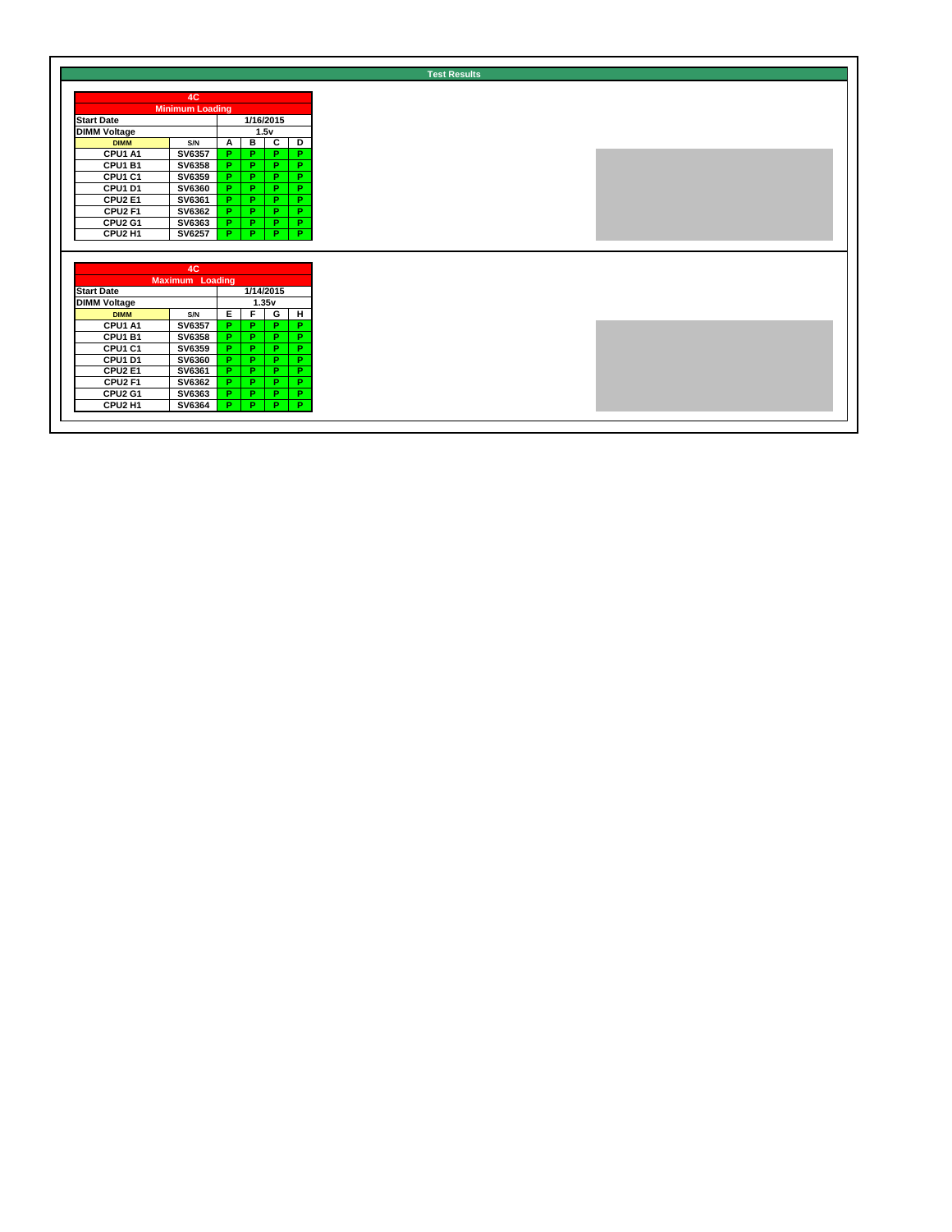## Test Results

| 4C Minimum Loading | | | | | |
|---|---|---|---|---|---|
| Start Date | | 1/16/2015 | | | |
| DIMM Voltage | | 1.5v | | | |
| DIMM | S/N | A | B | C | D |
| CPU1 A1 | SV6357 | P | P | P | P |
| CPU1 B1 | SV6358 | P | P | P | P |
| CPU1 C1 | SV6359 | P | P | P | P |
| CPU1 D1 | SV6360 | P | P | P | P |
| CPU2 E1 | SV6361 | P | P | P | P |
| CPU2 F1 | SV6362 | P | P | P | P |
| CPU2 G1 | SV6363 | P | P | P | P |
| CPU2 H1 | SV6257 | P | P | P | P |

| 4C Maximum Loading | | | | | |
|---|---|---|---|---|---|
| Start Date | | 1/14/2015 | | | |
| DIMM Voltage | | 1.35v | | | |
| DIMM | S/N | E | F | G | H |
| CPU1 A1 | SV6357 | P | P | P | P |
| CPU1 B1 | SV6358 | P | P | P | P |
| CPU1 C1 | SV6359 | P | P | P | P |
| CPU1 D1 | SV6360 | P | P | P | P |
| CPU2 E1 | SV6361 | P | P | P | P |
| CPU2 F1 | SV6362 | P | P | P | P |
| CPU2 G1 | SV6363 | P | P | P | P |
| CPU2 H1 | SV6364 | P | P | P | P |